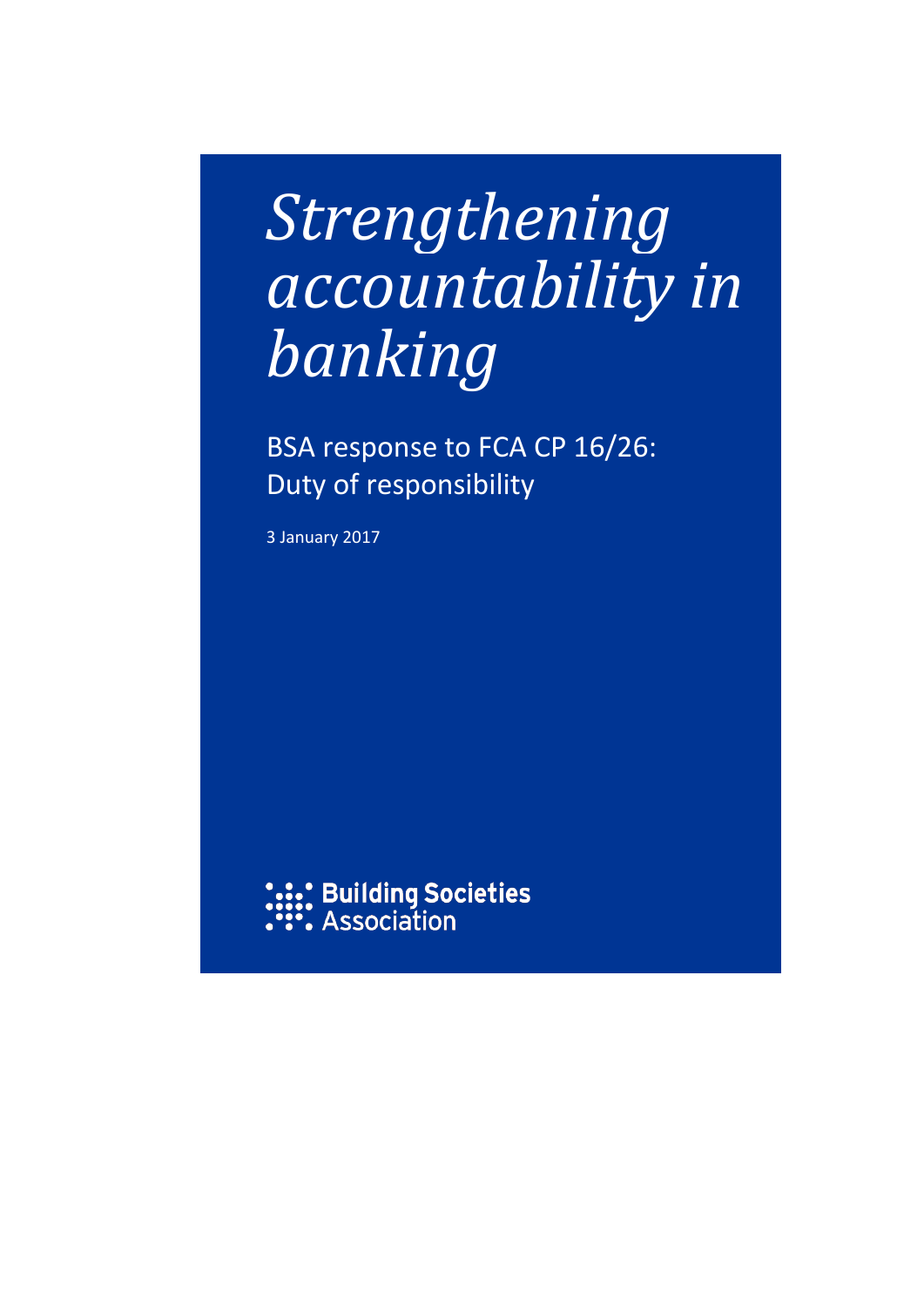# *Strengthening accountability in banking*

BSA response to FCA CP 16/26: Duty of responsibility

3 January 2017

Building Societies Association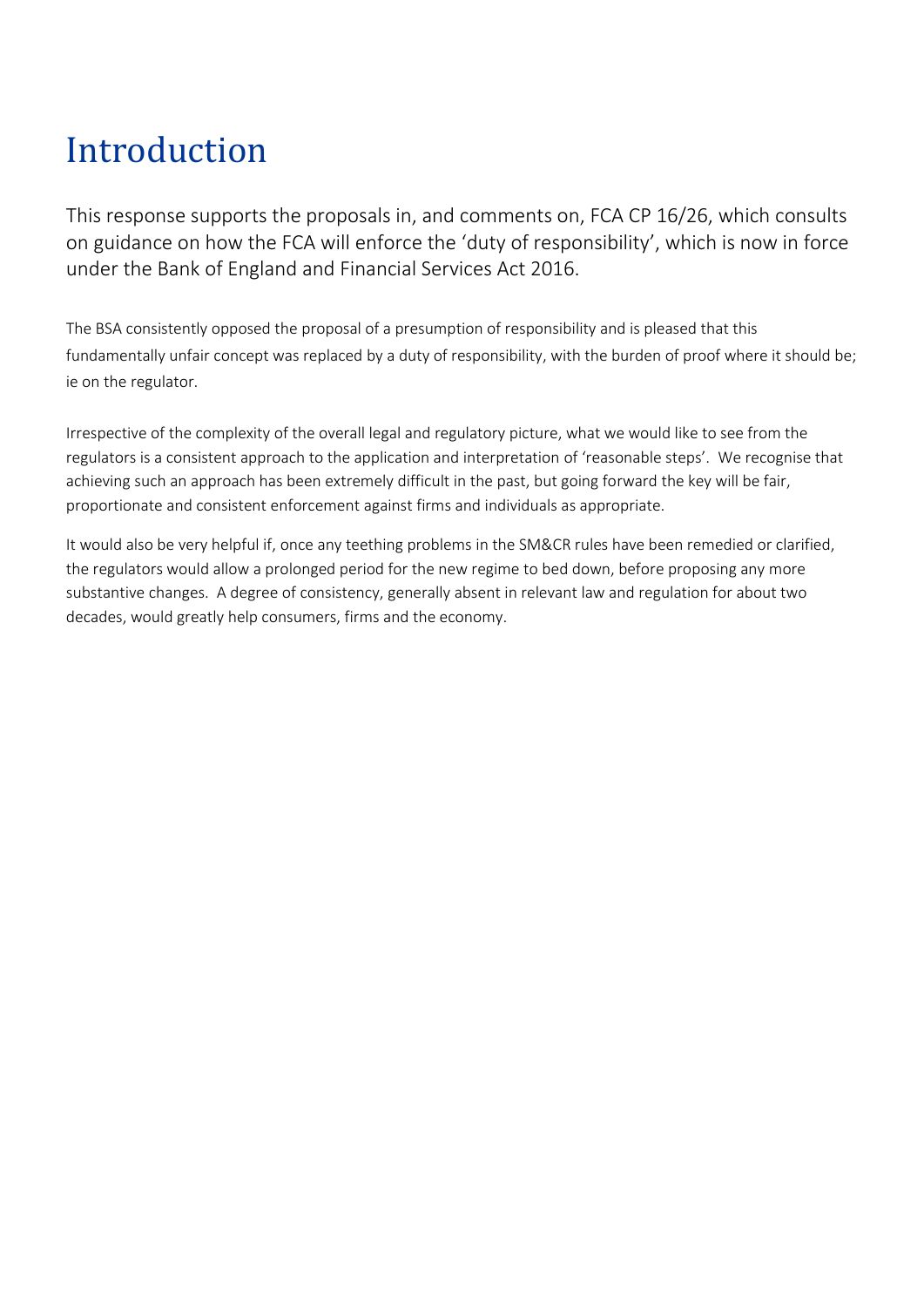# Introduction

This response supports the proposals in, and comments on, FCA CP 16/26, which consults on guidance on how the FCA will enforce the 'duty of responsibility', which is now in force under the Bank of England and Financial Services Act 2016.

The BSA consistently opposed the proposal of a presumption of responsibility and is pleased that this fundamentally unfair concept was replaced by a duty of responsibility, with the burden of proof where it should be; ie on the regulator.

Irrespective of the complexity of the overall legal and regulatory picture, what we would like to see from the regulators is a consistent approach to the application and interpretation of 'reasonable steps'. We recognise that achieving such an approach has been extremely difficult in the past, but going forward the key will be fair, proportionate and consistent enforcement against firms and individuals as appropriate.

It would also be very helpful if, once any teething problems in the SM&CR rules have been remedied or clarified, the regulators would allow a prolonged period for the new regime to bed down, before proposing any more substantive changes. A degree of consistency, generally absent in relevant law and regulation for about two decades, would greatly help consumers, firms and the economy.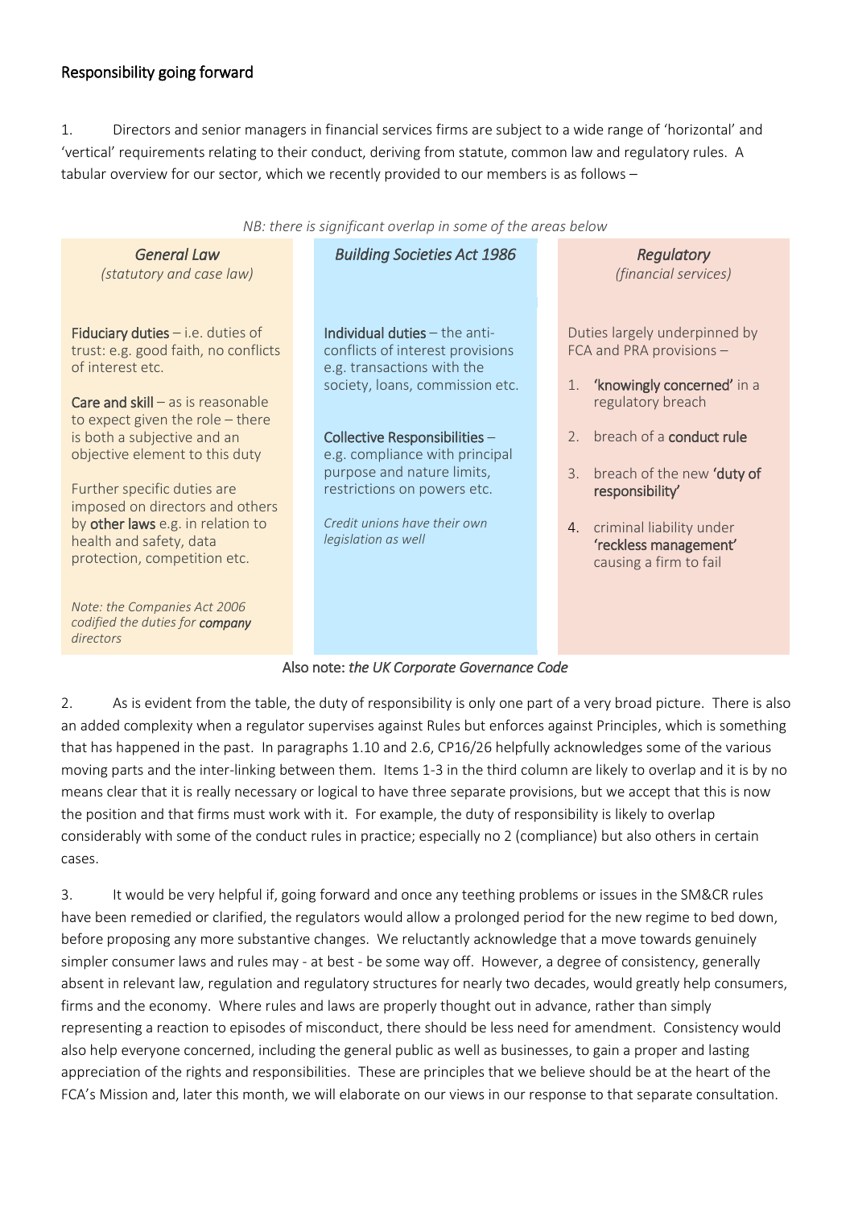## Responsibility going forward

1. Directors and senior managers in financial services firms are subject to a wide range of 'horizontal' and 'vertical' requirements relating to their conduct, deriving from statute, common law and regulatory rules. A tabular overview for our sector, which we recently provided to our members is as follows –

*NB: there is significant overlap in some of the areas below*

| *General Law* (statutory and case law) | *Building Societies Act 1986* | *Regulatory* (financial services) |
|---|---|---|
| **Fiduciary duties** – i.e. duties of trust: e.g. good faith, no conflicts of interest etc.<br><br>**Care and skill** – as is reasonable to expect given the role – there is both a subjective and an objective element to this duty<br><br>Further specific duties are imposed on directors and others by **other laws** e.g. in relation to health and safety, data protection, competition etc.<br><br>*Note: the Companies Act 2006 codified the duties for **company** directors* | **Individual duties** – the anti-conflicts of interest provisions e.g. transactions with the society, loans, commission etc.<br><br>**Collective Responsibilities** – e.g. compliance with principal purpose and nature limits, restrictions on powers etc.<br><br>*Credit unions have their own legislation as well* | Duties largely underpinned by FCA and PRA provisions –<br><br>1. **'knowingly concerned'** in a regulatory breach<br>2. breach of a **conduct rule**<br>3. breach of the new **'duty of responsibility'**<br>4. criminal liability under **'reckless management'** causing a firm to fail |

Also note: *the UK Corporate Governance Code*

2. As is evident from the table, the duty of responsibility is only one part of a very broad picture. There is also an added complexity when a regulator supervises against Rules but enforces against Principles, which is something that has happened in the past. In paragraphs 1.10 and 2.6, CP16/26 helpfully acknowledges some of the various moving parts and the inter-linking between them. Items 1-3 in the third column are likely to overlap and it is by no means clear that it is really necessary or logical to have three separate provisions, but we accept that this is now the position and that firms must work with it. For example, the duty of responsibility is likely to overlap considerably with some of the conduct rules in practice; especially no 2 (compliance) but also others in certain cases.

3. It would be very helpful if, going forward and once any teething problems or issues in the SM&CR rules have been remedied or clarified, the regulators would allow a prolonged period for the new regime to bed down, before proposing any more substantive changes. We reluctantly acknowledge that a move towards genuinely simpler consumer laws and rules may - at best - be some way off. However, a degree of consistency, generally absent in relevant law, regulation and regulatory structures for nearly two decades, would greatly help consumers, firms and the economy. Where rules and laws are properly thought out in advance, rather than simply representing a reaction to episodes of misconduct, there should be less need for amendment. Consistency would also help everyone concerned, including the general public as well as businesses, to gain a proper and lasting appreciation of the rights and responsibilities. These are principles that we believe should be at the heart of the FCA's Mission and, later this month, we will elaborate on our views in our response to that separate consultation.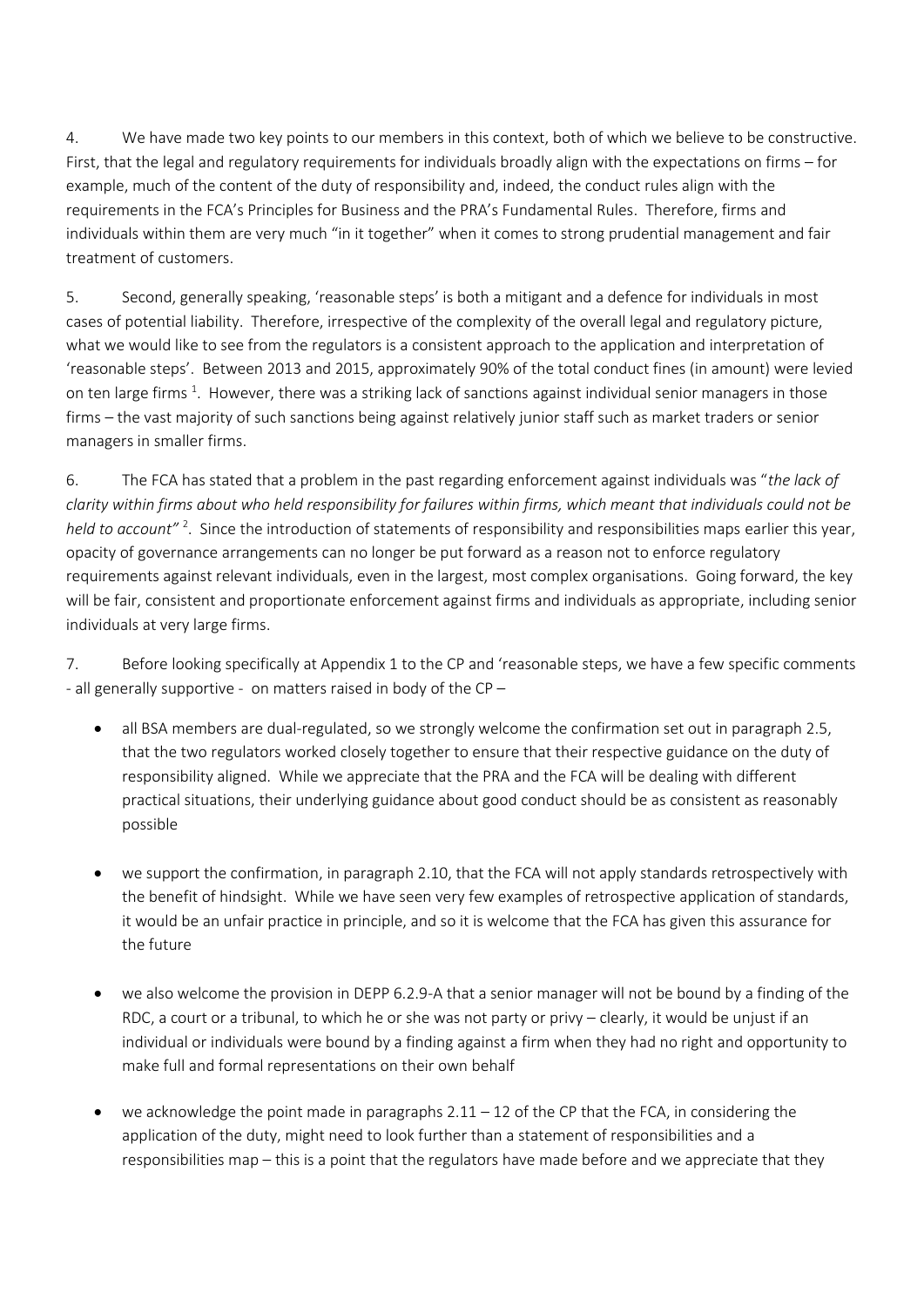4. We have made two key points to our members in this context, both of which we believe to be constructive. First, that the legal and regulatory requirements for individuals broadly align with the expectations on firms – for example, much of the content of the duty of responsibility and, indeed, the conduct rules align with the requirements in the FCA's Principles for Business and the PRA's Fundamental Rules. Therefore, firms and individuals within them are very much "in it together" when it comes to strong prudential management and fair treatment of customers.

5. Second, generally speaking, 'reasonable steps' is both a mitigant and a defence for individuals in most cases of potential liability. Therefore, irrespective of the complexity of the overall legal and regulatory picture, what we would like to see from the regulators is a consistent approach to the application and interpretation of 'reasonable steps'. Between 2013 and 2015, approximately 90% of the total conduct fines (in amount) were levied on ten large firms [1]. However, there was a striking lack of sanctions against individual senior managers in those firms – the vast majority of such sanctions being against relatively junior staff such as market traders or senior managers in smaller firms.

6. The FCA has stated that a problem in the past regarding enforcement against individuals was "*the lack of clarity within firms about who held responsibility for failures within firms, which meant that individuals could not be held to account*" [2]. Since the introduction of statements of responsibility and responsibilities maps earlier this year, opacity of governance arrangements can no longer be put forward as a reason not to enforce regulatory requirements against relevant individuals, even in the largest, most complex organisations. Going forward, the key will be fair, consistent and proportionate enforcement against firms and individuals as appropriate, including senior individuals at very large firms.

7. Before looking specifically at Appendix 1 to the CP and 'reasonable steps, we have a few specific comments - all generally supportive - on matters raised in body of the CP –

- all BSA members are dual-regulated, so we strongly welcome the confirmation set out in paragraph 2.5, that the two regulators worked closely together to ensure that their respective guidance on the duty of responsibility aligned. While we appreciate that the PRA and the FCA will be dealing with different practical situations, their underlying guidance about good conduct should be as consistent as reasonably possible

- we support the confirmation, in paragraph 2.10, that the FCA will not apply standards retrospectively with the benefit of hindsight. While we have seen very few examples of retrospective application of standards, it would be an unfair practice in principle, and so it is welcome that the FCA has given this assurance for the future

- we also welcome the provision in DEPP 6.2.9-A that a senior manager will not be bound by a finding of the RDC, a court or a tribunal, to which he or she was not party or privy – clearly, it would be unjust if an individual or individuals were bound by a finding against a firm when they had no right and opportunity to make full and formal representations on their own behalf

- we acknowledge the point made in paragraphs 2.11 – 12 of the CP that the FCA, in considering the application of the duty, might need to look further than a statement of responsibilities and a responsibilities map – this is a point that the regulators have made before and we appreciate that they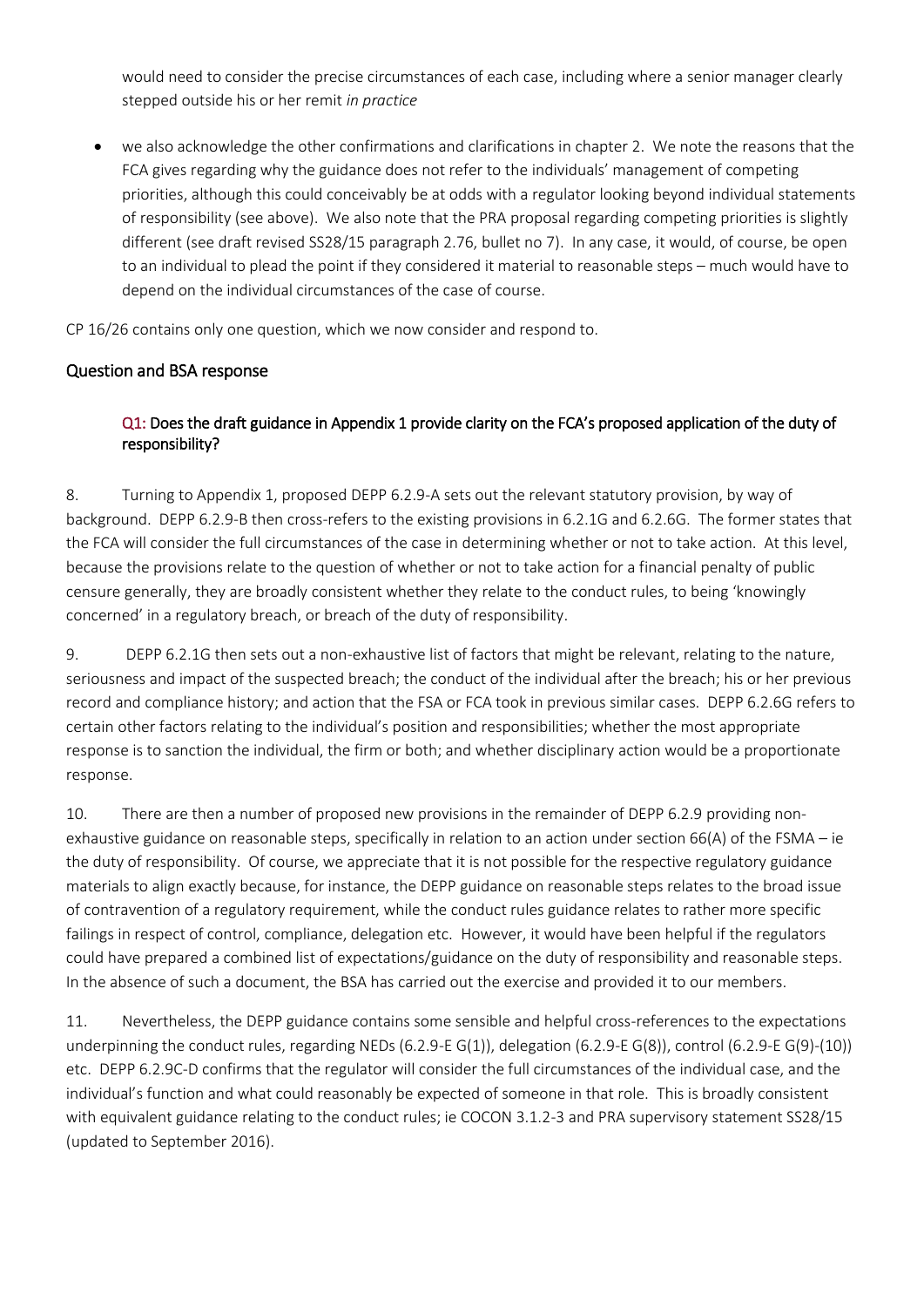would need to consider the precise circumstances of each case, including where a senior manager clearly stepped outside his or her remit *in practice*

- we also acknowledge the other confirmations and clarifications in chapter 2. We note the reasons that the FCA gives regarding why the guidance does not refer to the individuals' management of competing priorities, although this could conceivably be at odds with a regulator looking beyond individual statements of responsibility (see above). We also note that the PRA proposal regarding competing priorities is slightly different (see draft revised SS28/15 paragraph 2.76, bullet no 7). In any case, it would, of course, be open to an individual to plead the point if they considered it material to reasonable steps – much would have to depend on the individual circumstances of the case of course.

CP 16/26 contains only one question, which we now consider and respond to.

## Question and BSA response

### Q1: Does the draft guidance in Appendix 1 provide clarity on the FCA's proposed application of the duty of responsibility?

8. Turning to Appendix 1, proposed DEPP 6.2.9-A sets out the relevant statutory provision, by way of background. DEPP 6.2.9-B then cross-refers to the existing provisions in 6.2.1G and 6.2.6G. The former states that the FCA will consider the full circumstances of the case in determining whether or not to take action. At this level, because the provisions relate to the question of whether or not to take action for a financial penalty of public censure generally, they are broadly consistent whether they relate to the conduct rules, to being 'knowingly concerned' in a regulatory breach, or breach of the duty of responsibility.

9. DEPP 6.2.1G then sets out a non-exhaustive list of factors that might be relevant, relating to the nature, seriousness and impact of the suspected breach; the conduct of the individual after the breach; his or her previous record and compliance history; and action that the FSA or FCA took in previous similar cases. DEPP 6.2.6G refers to certain other factors relating to the individual's position and responsibilities; whether the most appropriate response is to sanction the individual, the firm or both; and whether disciplinary action would be a proportionate response.

10. There are then a number of proposed new provisions in the remainder of DEPP 6.2.9 providing non-exhaustive guidance on reasonable steps, specifically in relation to an action under section 66(A) of the FSMA – ie the duty of responsibility. Of course, we appreciate that it is not possible for the respective regulatory guidance materials to align exactly because, for instance, the DEPP guidance on reasonable steps relates to the broad issue of contravention of a regulatory requirement, while the conduct rules guidance relates to rather more specific failings in respect of control, compliance, delegation etc. However, it would have been helpful if the regulators could have prepared a combined list of expectations/guidance on the duty of responsibility and reasonable steps. In the absence of such a document, the BSA has carried out the exercise and provided it to our members.

11. Nevertheless, the DEPP guidance contains some sensible and helpful cross-references to the expectations underpinning the conduct rules, regarding NEDs (6.2.9-E G(1)), delegation (6.2.9-E G(8)), control (6.2.9-E G(9)-(10)) etc. DEPP 6.2.9C-D confirms that the regulator will consider the full circumstances of the individual case, and the individual's function and what could reasonably be expected of someone in that role. This is broadly consistent with equivalent guidance relating to the conduct rules; ie COCON 3.1.2-3 and PRA supervisory statement SS28/15 (updated to September 2016).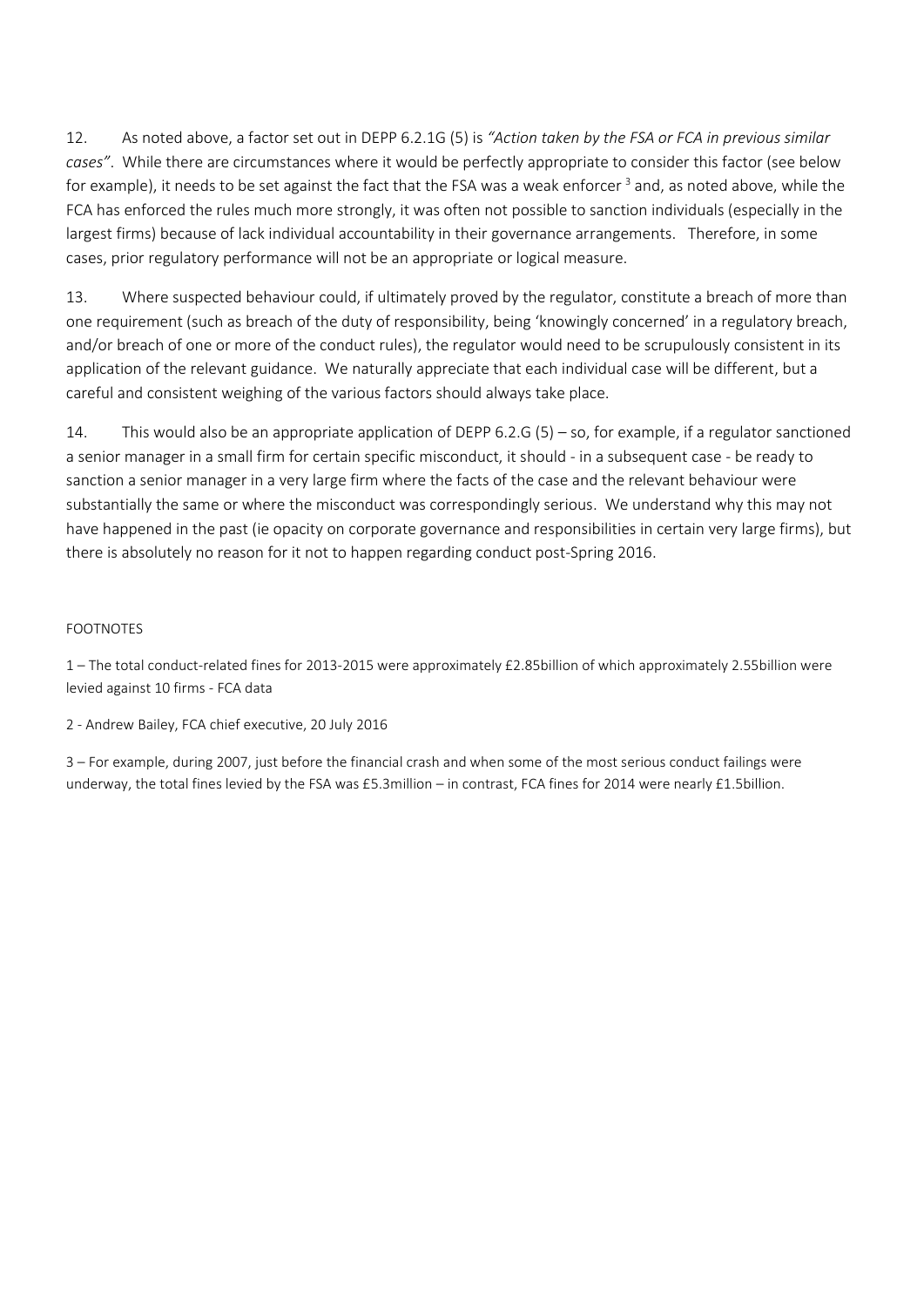12. As noted above, a factor set out in DEPP 6.2.1G (5) is *"Action taken by the FSA or FCA in previous similar cases"*. While there are circumstances where it would be perfectly appropriate to consider this factor (see below for example), it needs to be set against the fact that the FSA was a weak enforcer [3] and, as noted above, while the FCA has enforced the rules much more strongly, it was often not possible to sanction individuals (especially in the largest firms) because of lack individual accountability in their governance arrangements. Therefore, in some cases, prior regulatory performance will not be an appropriate or logical measure.

13. Where suspected behaviour could, if ultimately proved by the regulator, constitute a breach of more than one requirement (such as breach of the duty of responsibility, being 'knowingly concerned' in a regulatory breach, and/or breach of one or more of the conduct rules), the regulator would need to be scrupulously consistent in its application of the relevant guidance. We naturally appreciate that each individual case will be different, but a careful and consistent weighing of the various factors should always take place.

14. This would also be an appropriate application of DEPP 6.2.G (5) – so, for example, if a regulator sanctioned a senior manager in a small firm for certain specific misconduct, it should - in a subsequent case - be ready to sanction a senior manager in a very large firm where the facts of the case and the relevant behaviour were substantially the same or where the misconduct was correspondingly serious. We understand why this may not have happened in the past (ie opacity on corporate governance and responsibilities in certain very large firms), but there is absolutely no reason for it not to happen regarding conduct post-Spring 2016.

FOOTNOTES

1 – The total conduct-related fines for 2013-2015 were approximately £2.85billion of which approximately 2.55billion were levied against 10 firms - FCA data

2 - Andrew Bailey, FCA chief executive, 20 July 2016

3 – For example, during 2007, just before the financial crash and when some of the most serious conduct failings were underway, the total fines levied by the FSA was £5.3million – in contrast, FCA fines for 2014 were nearly £1.5billion.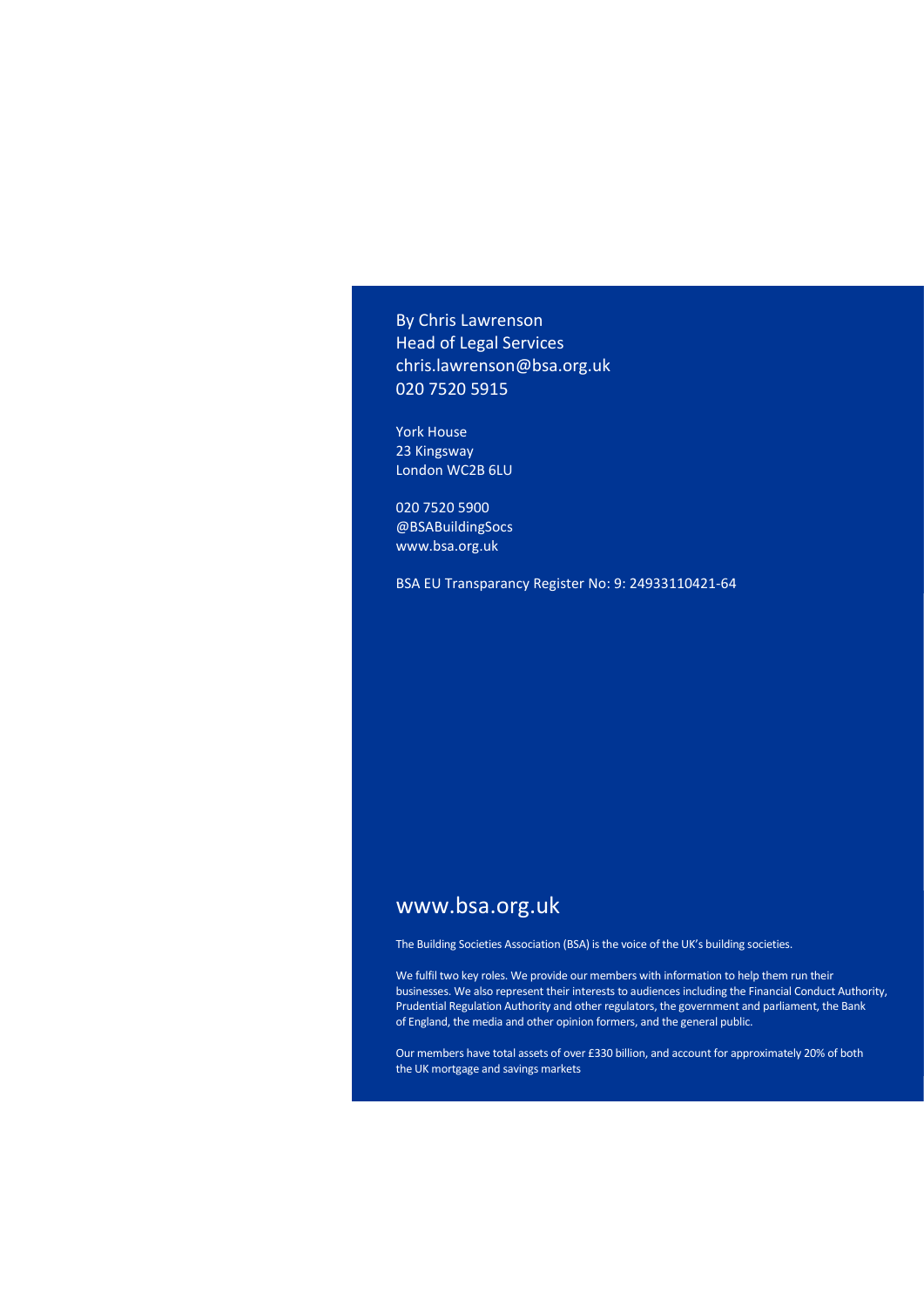By Chris Lawrenson
Head of Legal Services
chris.lawrenson@bsa.org.uk
020 7520 5915

York House
23 Kingsway
London WC2B 6LU

020 7520 5900
@BSABuildingSocs
www.bsa.org.uk

BSA EU Transparancy Register No: 9: 24933110421-64

## www.bsa.org.uk

The Building Societies Association (BSA) is the voice of the UK's building societies.

We fulfil two key roles. We provide our members with information to help them run their businesses. We also represent their interests to audiences including the Financial Conduct Authority, Prudential Regulation Authority and other regulators, the government and parliament, the Bank of England, the media and other opinion formers, and the general public.

Our members have total assets of over £330 billion, and account for approximately 20% of both the UK mortgage and savings markets